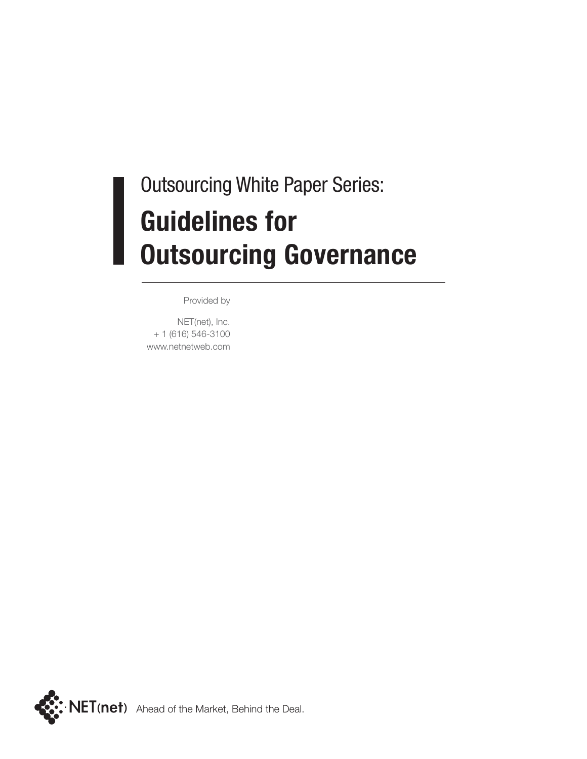Outsourcing White Paper Series:

# Guidelines for Outsourcing Governance

Provided by

NET(net), Inc.
+ 1 (616) 546-3100
www.netnetweb.com

NET(net) Ahead of the Market, Behind the Deal.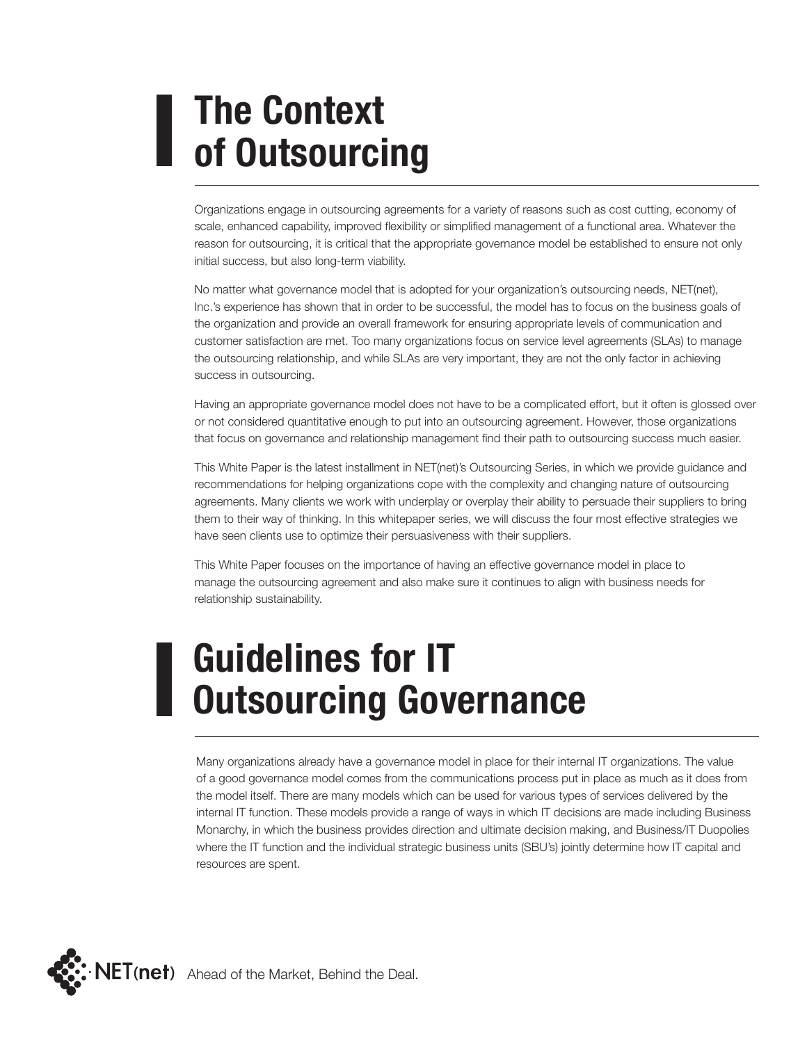# The Context of Outsourcing

Organizations engage in outsourcing agreements for a variety of reasons such as cost cutting, economy of scale, enhanced capability, improved flexibility or simplified management of a functional area. Whatever the reason for outsourcing, it is critical that the appropriate governance model be established to ensure not only initial success, but also long-term viability.

No matter what governance model that is adopted for your organization's outsourcing needs, NET(net), Inc.'s experience has shown that in order to be successful, the model has to focus on the business goals of the organization and provide an overall framework for ensuring appropriate levels of communication and customer satisfaction are met. Too many organizations focus on service level agreements (SLAs) to manage the outsourcing relationship, and while SLAs are very important, they are not the only factor in achieving success in outsourcing.

Having an appropriate governance model does not have to be a complicated effort, but it often is glossed over or not considered quantitative enough to put into an outsourcing agreement. However, those organizations that focus on governance and relationship management find their path to outsourcing success much easier.

This White Paper is the latest installment in NET(net)'s Outsourcing Series, in which we provide guidance and recommendations for helping organizations cope with the complexity and changing nature of outsourcing agreements. Many clients we work with underplay or overplay their ability to persuade their suppliers to bring them to their way of thinking. In this whitepaper series, we will discuss the four most effective strategies we have seen clients use to optimize their persuasiveness with their suppliers.

This White Paper focuses on the importance of having an effective governance model in place to manage the outsourcing agreement and also make sure it continues to align with business needs for relationship sustainability.

# Guidelines for IT Outsourcing Governance

Many organizations already have a governance model in place for their internal IT organizations. The value of a good governance model comes from the communications process put in place as much as it does from the model itself. There are many models which can be used for various types of services delivered by the internal IT function. These models provide a range of ways in which IT decisions are made including Business Monarchy, in which the business provides direction and ultimate decision making, and Business/IT Duopolies where the IT function and the individual strategic business units (SBU's) jointly determine how IT capital and resources are spent.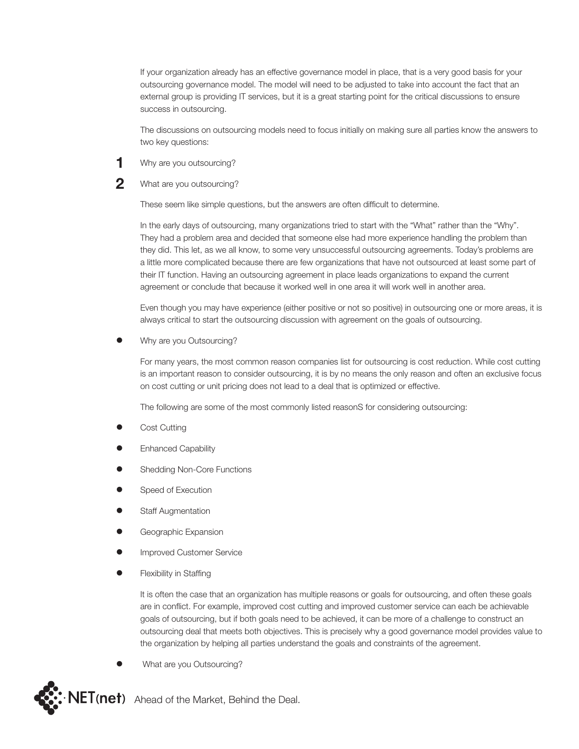If your organization already has an effective governance model in place, that is a very good basis for your outsourcing governance model. The model will need to be adjusted to take into account the fact that an external group is providing IT services, but it is a great starting point for the critical discussions to ensure success in outsourcing.

The discussions on outsourcing models need to focus initially on making sure all parties know the answers to two key questions:

1. Why are you outsourcing?
2. What are you outsourcing?

These seem like simple questions, but the answers are often difficult to determine.

In the early days of outsourcing, many organizations tried to start with the "What" rather than the "Why". They had a problem area and decided that someone else had more experience handling the problem than they did. This let, as we all know, to some very unsuccessful outsourcing agreements. Today's problems are a little more complicated because there are few organizations that have not outsourced at least some part of their IT function. Having an outsourcing agreement in place leads organizations to expand the current agreement or conclude that because it worked well in one area it will work well in another area.

Even though you may have experience (either positive or not so positive) in outsourcing one or more areas, it is always critical to start the outsourcing discussion with agreement on the goals of outsourcing.

- Why are you Outsourcing?

For many years, the most common reason companies list for outsourcing is cost reduction. While cost cutting is an important reason to consider outsourcing, it is by no means the only reason and often an exclusive focus on cost cutting or unit pricing does not lead to a deal that is optimized or effective.

The following are some of the most commonly listed reasonS for considering outsourcing:

- Cost Cutting
- Enhanced Capability
- Shedding Non-Core Functions
- Speed of Execution
- Staff Augmentation
- Geographic Expansion
- Improved Customer Service
- Flexibility in Staffing

It is often the case that an organization has multiple reasons or goals for outsourcing, and often these goals are in conflict. For example, improved cost cutting and improved customer service can each be achievable goals of outsourcing, but if both goals need to be achieved, it can be more of a challenge to construct an outsourcing deal that meets both objectives. This is precisely why a good governance model provides value to the organization by helping all parties understand the goals and constraints of the agreement.

- What are you Outsourcing?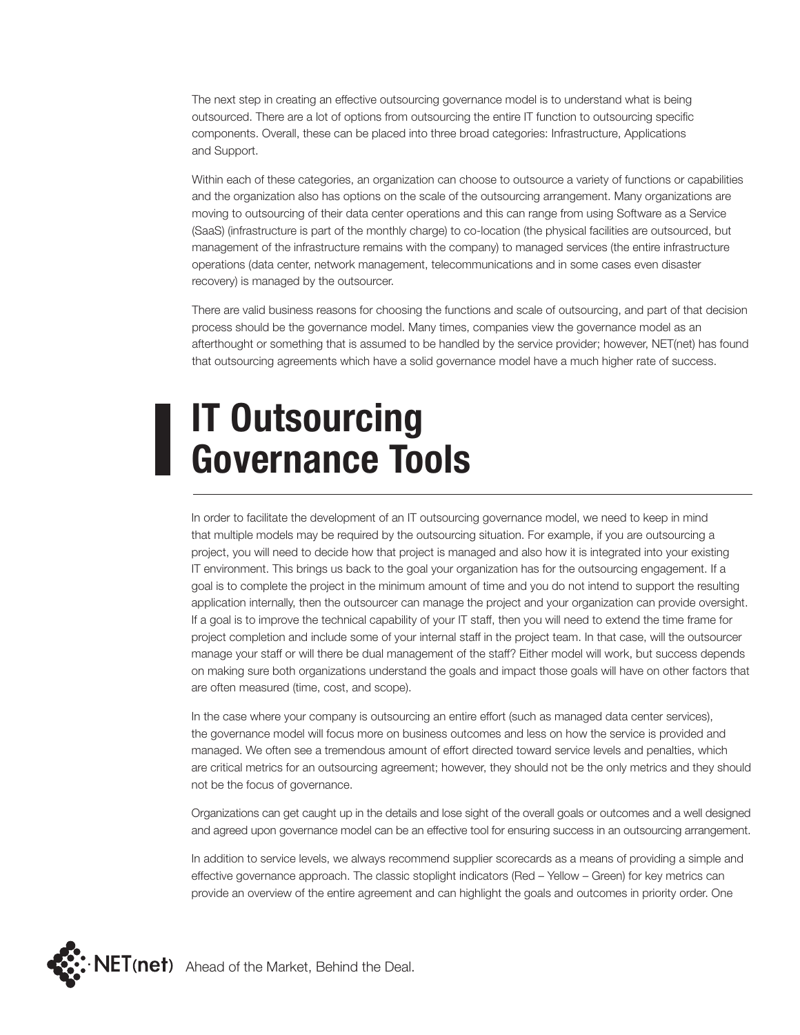The next step in creating an effective outsourcing governance model is to understand what is being outsourced. There are a lot of options from outsourcing the entire IT function to outsourcing specific components. Overall, these can be placed into three broad categories: Infrastructure, Applications and Support.

Within each of these categories, an organization can choose to outsource a variety of functions or capabilities and the organization also has options on the scale of the outsourcing arrangement. Many organizations are moving to outsourcing of their data center operations and this can range from using Software as a Service (SaaS) (infrastructure is part of the monthly charge) to co-location (the physical facilities are outsourced, but management of the infrastructure remains with the company) to managed services (the entire infrastructure operations (data center, network management, telecommunications and in some cases even disaster recovery) is managed by the outsourcer.

There are valid business reasons for choosing the functions and scale of outsourcing, and part of that decision process should be the governance model. Many times, companies view the governance model as an afterthought or something that is assumed to be handled by the service provider; however, NET(net) has found that outsourcing agreements which have a solid governance model have a much higher rate of success.

# IT Outsourcing Governance Tools

In order to facilitate the development of an IT outsourcing governance model, we need to keep in mind that multiple models may be required by the outsourcing situation. For example, if you are outsourcing a project, you will need to decide how that project is managed and also how it is integrated into your existing IT environment. This brings us back to the goal your organization has for the outsourcing engagement. If a goal is to complete the project in the minimum amount of time and you do not intend to support the resulting application internally, then the outsourcer can manage the project and your organization can provide oversight. If a goal is to improve the technical capability of your IT staff, then you will need to extend the time frame for project completion and include some of your internal staff in the project team. In that case, will the outsourcer manage your staff or will there be dual management of the staff? Either model will work, but success depends on making sure both organizations understand the goals and impact those goals will have on other factors that are often measured (time, cost, and scope).

In the case where your company is outsourcing an entire effort (such as managed data center services), the governance model will focus more on business outcomes and less on how the service is provided and managed. We often see a tremendous amount of effort directed toward service levels and penalties, which are critical metrics for an outsourcing agreement; however, they should not be the only metrics and they should not be the focus of governance.

Organizations can get caught up in the details and lose sight of the overall goals or outcomes and a well designed and agreed upon governance model can be an effective tool for ensuring success in an outsourcing arrangement.

In addition to service levels, we always recommend supplier scorecards as a means of providing a simple and effective governance approach. The classic stoplight indicators (Red – Yellow – Green) for key metrics can provide an overview of the entire agreement and can highlight the goals and outcomes in priority order. One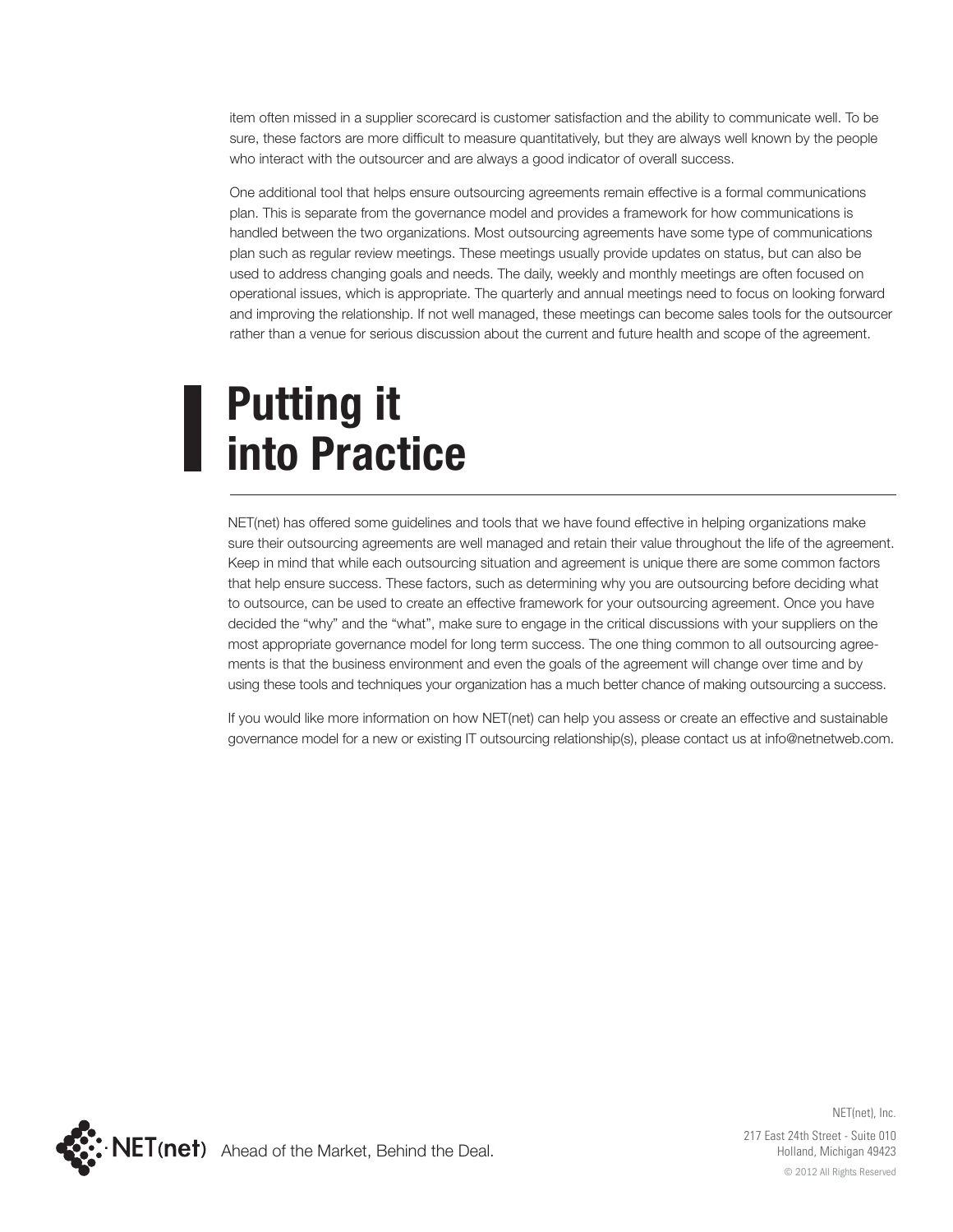item often missed in a supplier scorecard is customer satisfaction and the ability to communicate well. To be sure, these factors are more difficult to measure quantitatively, but they are always well known by the people who interact with the outsourcer and are always a good indicator of overall success.

One additional tool that helps ensure outsourcing agreements remain effective is a formal communications plan. This is separate from the governance model and provides a framework for how communications is handled between the two organizations. Most outsourcing agreements have some type of communications plan such as regular review meetings. These meetings usually provide updates on status, but can also be used to address changing goals and needs. The daily, weekly and monthly meetings are often focused on operational issues, which is appropriate. The quarterly and annual meetings need to focus on looking forward and improving the relationship. If not well managed, these meetings can become sales tools for the outsourcer rather than a venue for serious discussion about the current and future health and scope of the agreement.

# Putting it into Practice

NET(net) has offered some guidelines and tools that we have found effective in helping organizations make sure their outsourcing agreements are well managed and retain their value throughout the life of the agreement. Keep in mind that while each outsourcing situation and agreement is unique there are some common factors that help ensure success. These factors, such as determining why you are outsourcing before deciding what to outsource, can be used to create an effective framework for your outsourcing agreement. Once you have decided the "why" and the "what", make sure to engage in the critical discussions with your suppliers on the most appropriate governance model for long term success. The one thing common to all outsourcing agreements is that the business environment and even the goals of the agreement will change over time and by using these tools and techniques your organization has a much better chance of making outsourcing a success.

If you would like more information on how NET(net) can help you assess or create an effective and sustainable governance model for a new or existing IT outsourcing relationship(s), please contact us at info@netnetweb.com.

NET(net) Ahead of the Market, Behind the Deal.

NET(net), Inc.
217 East 24th Street - Suite 010
Holland, Michigan 49423
© 2012 All Rights Reserved